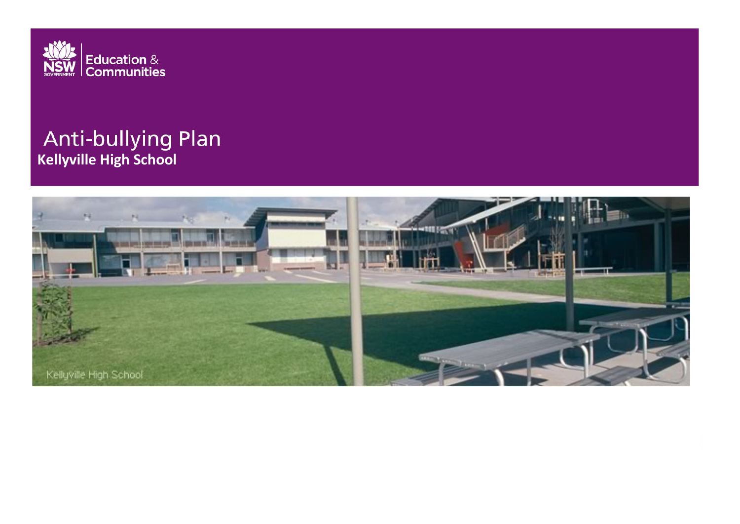NSW GOVERNMENT | Education & Communities

# Anti-bullying Plan

**Kellyville High School**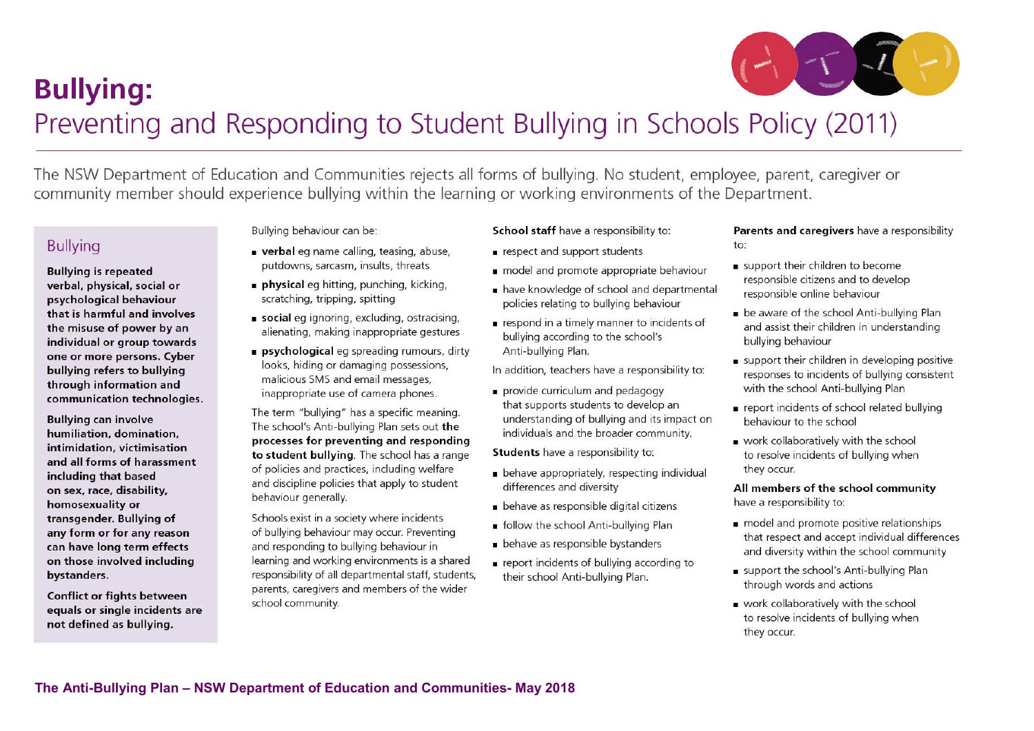# Bullying:

## Preventing and Responding to Student Bullying in Schools Policy (2011)

The NSW Department of Education and Communities rejects all forms of bullying. No student, employee, parent, caregiver or community member should experience bullying within the learning or working environments of the Department.

### Bullying

**Bullying is repeated verbal, physical, social or psychological behaviour that is harmful and involves the misuse of power by an individual or group towards one or more persons. Cyber bullying refers to bullying through information and communication technologies.**

**Bullying can involve humiliation, domination, intimidation, victimisation and all forms of harassment including that based on sex, race, disability, homosexuality or transgender. Bullying of any form or for any reason can have long term effects on those involved including bystanders.**

**Conflict or fights between equals or single incidents are not defined as bullying.**

Bullying behaviour can be:

- **verbal** eg name calling, teasing, abuse, putdowns, sarcasm, insults, threats
- **physical** eg hitting, punching, kicking, scratching, tripping, spitting
- **social** eg ignoring, excluding, ostracising, alienating, making inappropriate gestures
- **psychological** eg spreading rumours, dirty looks, hiding or damaging possessions, malicious SMS and email messages, inappropriate use of camera phones.

The term "bullying" has a specific meaning. The school's Anti-bullying Plan sets out **the processes for preventing and responding to student bullying**. The school has a range of policies and practices, including welfare and discipline policies that apply to student behaviour generally.

Schools exist in a society where incidents of bullying behaviour may occur. Preventing and responding to bullying behaviour in learning and working environments is a shared responsibility of all departmental staff, students, parents, caregivers and members of the wider school community.

**School staff** have a responsibility to:

- respect and support students
- model and promote appropriate behaviour
- have knowledge of school and departmental policies relating to bullying behaviour
- respond in a timely manner to incidents of bullying according to the school's Anti-bullying Plan.

In addition, teachers have a responsibility to:

- provide curriculum and pedagogy that supports students to develop an understanding of bullying and its impact on individuals and the broader community.

**Students** have a responsibility to:

- behave appropriately, respecting individual differences and diversity
- behave as responsible digital citizens
- follow the school Anti-bullying Plan
- behave as responsible bystanders
- report incidents of bullying according to their school Anti-bullying Plan.

**Parents and caregivers** have a responsibility to:

- support their children to become responsible citizens and to develop responsible online behaviour
- be aware of the school Anti-bullying Plan and assist their children in understanding bullying behaviour
- support their children in developing positive responses to incidents of bullying consistent with the school Anti-bullying Plan
- report incidents of school related bullying behaviour to the school
- work collaboratively with the school to resolve incidents of bullying when they occur.

**All members of the school community** have a responsibility to:

- model and promote positive relationships that respect and accept individual differences and diversity within the school community
- support the school's Anti-bullying Plan through words and actions
- work collaboratively with the school to resolve incidents of bullying when they occur.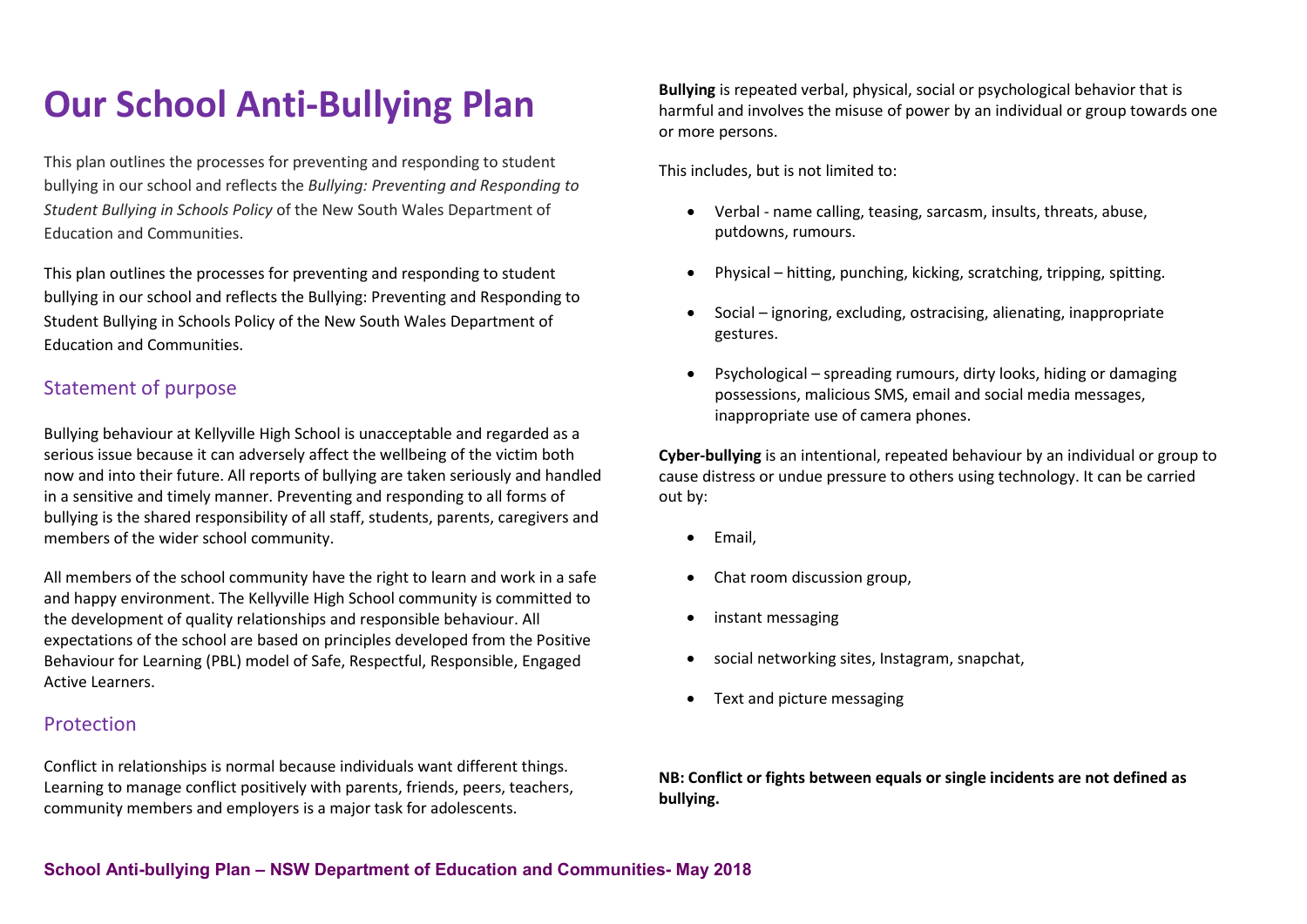# Our School Anti-Bullying Plan

This plan outlines the processes for preventing and responding to student bullying in our school and reflects the *Bullying: Preventing and Responding to Student Bullying in Schools Policy* of the New South Wales Department of Education and Communities.

This plan outlines the processes for preventing and responding to student bullying in our school and reflects the Bullying: Preventing and Responding to Student Bullying in Schools Policy of the New South Wales Department of Education and Communities.

## Statement of purpose

Bullying behaviour at Kellyville High School is unacceptable and regarded as a serious issue because it can adversely affect the wellbeing of the victim both now and into their future. All reports of bullying are taken seriously and handled in a sensitive and timely manner. Preventing and responding to all forms of bullying is the shared responsibility of all staff, students, parents, caregivers and members of the wider school community.

All members of the school community have the right to learn and work in a safe and happy environment. The Kellyville High School community is committed to the development of quality relationships and responsible behaviour. All expectations of the school are based on principles developed from the Positive Behaviour for Learning (PBL) model of Safe, Respectful, Responsible, Engaged Active Learners.

## Protection

Conflict in relationships is normal because individuals want different things. Learning to manage conflict positively with parents, friends, peers, teachers, community members and employers is a major task for adolescents.

**Bullying** is repeated verbal, physical, social or psychological behavior that is harmful and involves the misuse of power by an individual or group towards one or more persons.

This includes, but is not limited to:

- Verbal - name calling, teasing, sarcasm, insults, threats, abuse, putdowns, rumours.
- Physical – hitting, punching, kicking, scratching, tripping, spitting.
- Social – ignoring, excluding, ostracising, alienating, inappropriate gestures.
- Psychological – spreading rumours, dirty looks, hiding or damaging possessions, malicious SMS, email and social media messages, inappropriate use of camera phones.

**Cyber-bullying** is an intentional, repeated behaviour by an individual or group to cause distress or undue pressure to others using technology. It can be carried out by:

- Email,
- Chat room discussion group,
- instant messaging
- social networking sites, Instagram, snapchat,
- Text and picture messaging

**NB: Conflict or fights between equals or single incidents are not defined as bullying.**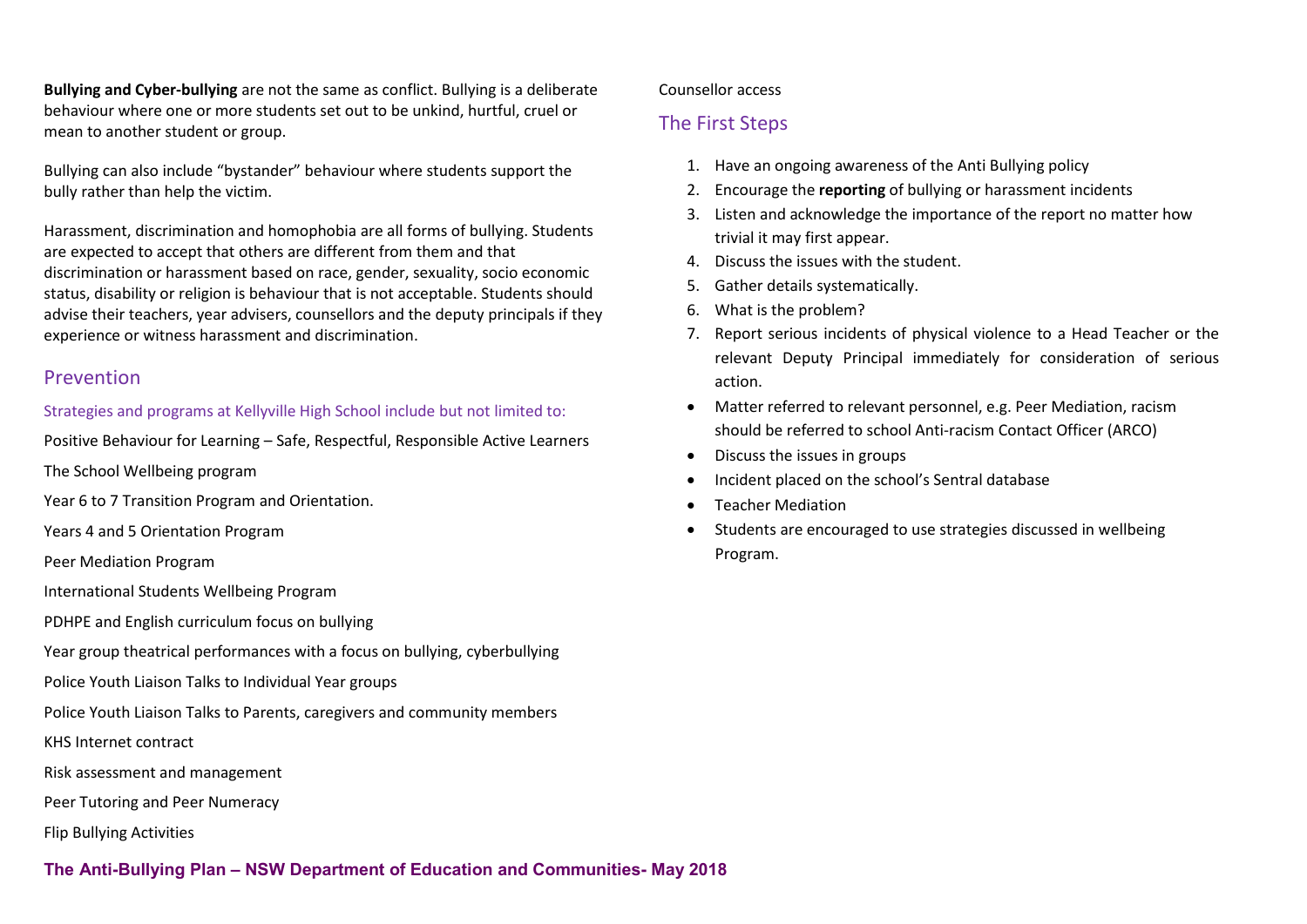**Bullying and Cyber-bullying** are not the same as conflict. Bullying is a deliberate behaviour where one or more students set out to be unkind, hurtful, cruel or mean to another student or group.

Bullying can also include "bystander" behaviour where students support the bully rather than help the victim.

Harassment, discrimination and homophobia are all forms of bullying. Students are expected to accept that others are different from them and that discrimination or harassment based on race, gender, sexuality, socio economic status, disability or religion is behaviour that is not acceptable. Students should advise their teachers, year advisers, counsellors and the deputy principals if they experience or witness harassment and discrimination.

## Prevention

### Strategies and programs at Kellyville High School include but not limited to:

Positive Behaviour for Learning – Safe, Respectful, Responsible Active Learners

The School Wellbeing program

Year 6 to 7 Transition Program and Orientation.

Years 4 and 5 Orientation Program

Peer Mediation Program

International Students Wellbeing Program

PDHPE and English curriculum focus on bullying

Year group theatrical performances with a focus on bullying, cyberbullying

Police Youth Liaison Talks to Individual Year groups

Police Youth Liaison Talks to Parents, caregivers and community members

KHS Internet contract

Risk assessment and management

Peer Tutoring and Peer Numeracy

Flip Bullying Activities

Counsellor access

## The First Steps

1. Have an ongoing awareness of the Anti Bullying policy
2. Encourage the **reporting** of bullying or harassment incidents
3. Listen and acknowledge the importance of the report no matter how trivial it may first appear.
4. Discuss the issues with the student.
5. Gather details systematically.
6. What is the problem?
7. Report serious incidents of physical violence to a Head Teacher or the relevant Deputy Principal immediately for consideration of serious action.

- Matter referred to relevant personnel, e.g. Peer Mediation, racism should be referred to school Anti-racism Contact Officer (ARCO)
- Discuss the issues in groups
- Incident placed on the school's Sentral database
- Teacher Mediation
- Students are encouraged to use strategies discussed in wellbeing Program.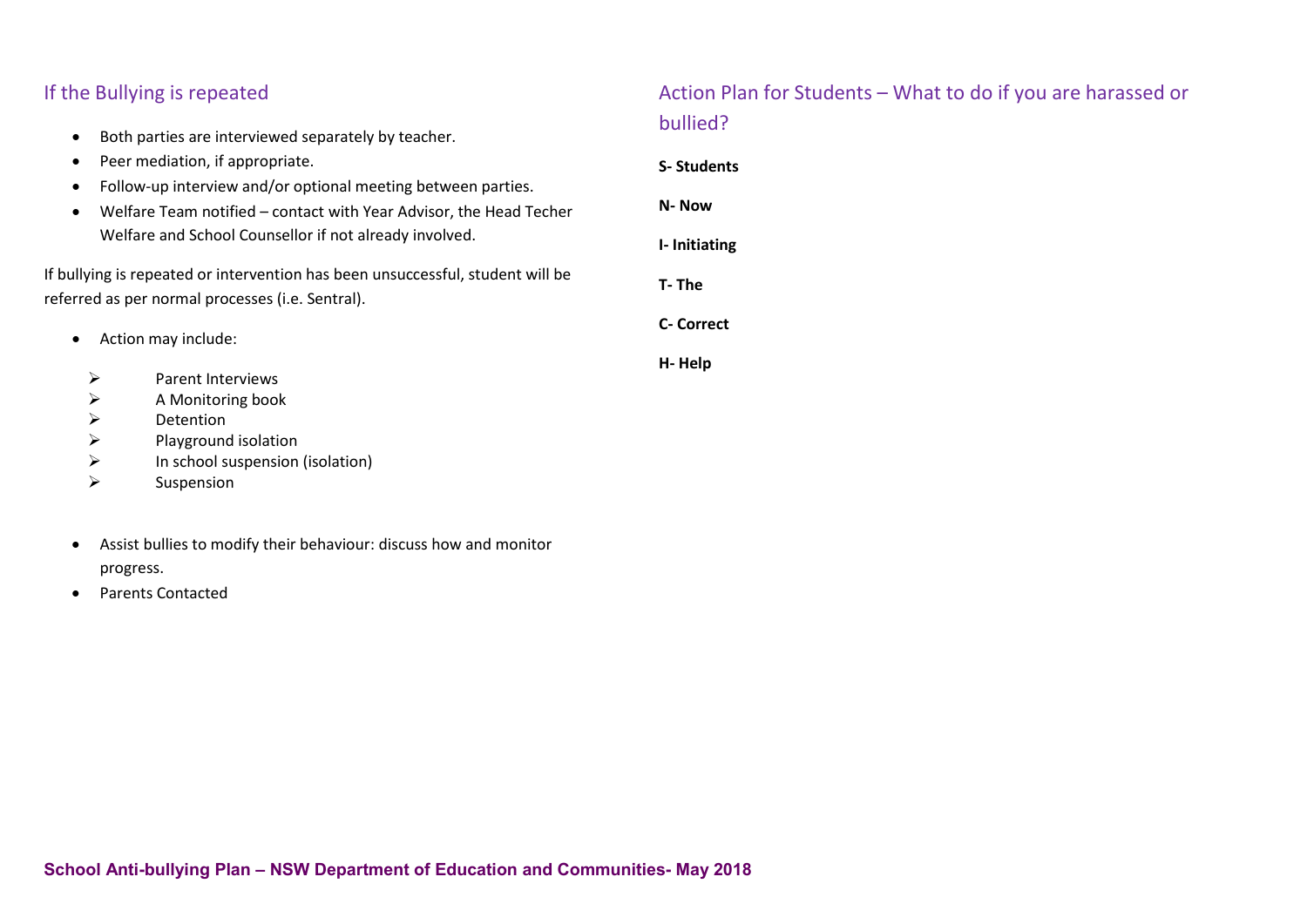## If the Bullying is repeated

- Both parties are interviewed separately by teacher.
- Peer mediation, if appropriate.
- Follow-up interview and/or optional meeting between parties.
- Welfare Team notified – contact with Year Advisor, the Head Techer Welfare and School Counsellor if not already involved.

If bullying is repeated or intervention has been unsuccessful, student will be referred as per normal processes (i.e. Sentral).

- Action may include:
  - Parent Interviews
  - A Monitoring book
  - Detention
  - Playground isolation
  - In school suspension (isolation)
  - Suspension

- Assist bullies to modify their behaviour: discuss how and monitor progress.
- Parents Contacted

## Action Plan for Students – What to do if you are harassed or bullied?

**S- Students**

**N- Now**

**I- Initiating**

**T- The**

**C- Correct**

**H- Help**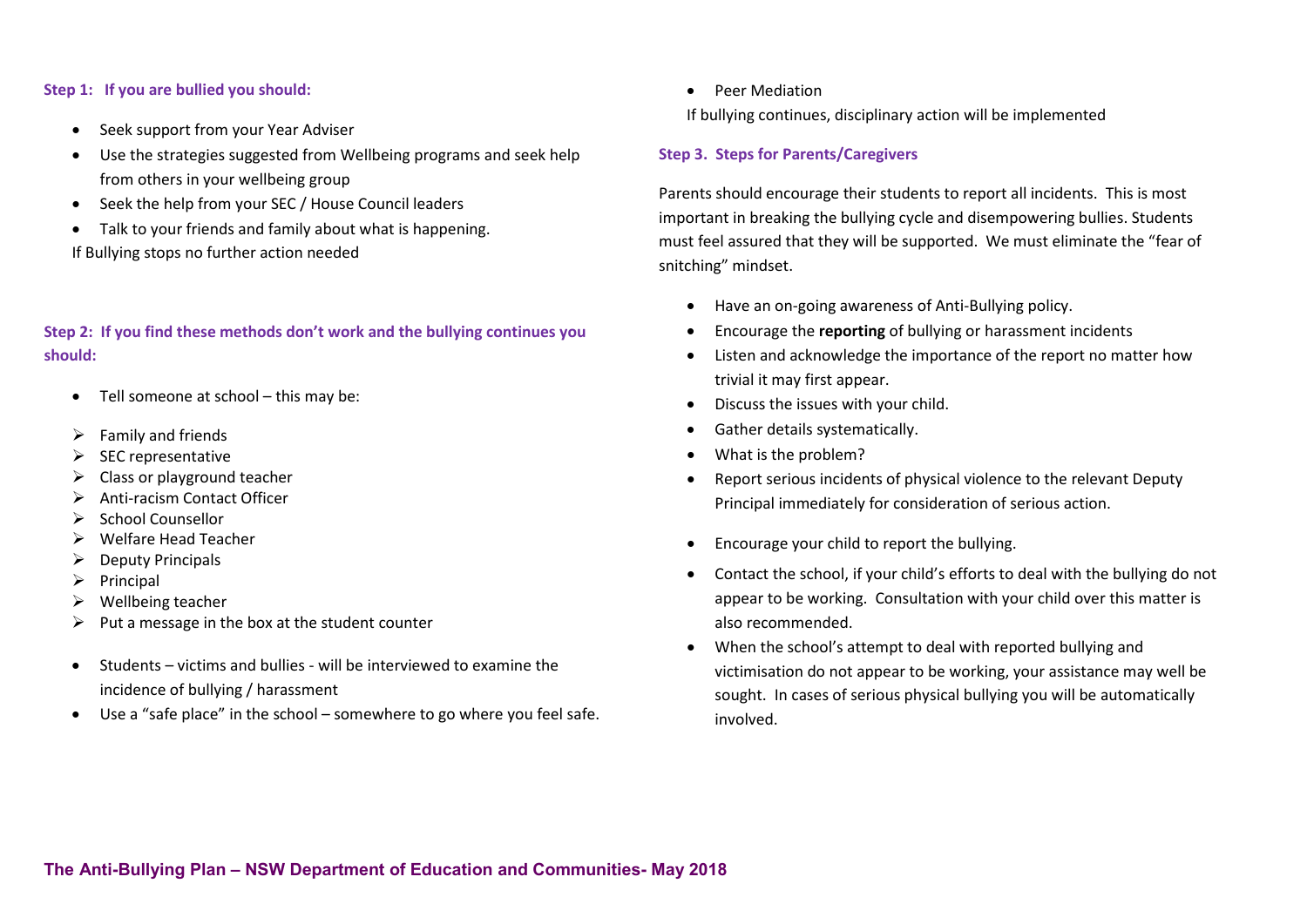**Step 1: If you are bullied you should:**

- Seek support from your Year Adviser
- Use the strategies suggested from Wellbeing programs and seek help from others in your wellbeing group
- Seek the help from your SEC / House Council leaders
- Talk to your friends and family about what is happening.

If Bullying stops no further action needed

**Step 2: If you find these methods don't work and the bullying continues you should:**

- Tell someone at school – this may be:
  - Family and friends
  - SEC representative
  - Class or playground teacher
  - Anti-racism Contact Officer
  - School Counsellor
  - Welfare Head Teacher
  - Deputy Principals
  - Principal
  - Wellbeing teacher
  - Put a message in the box at the student counter
- Students – victims and bullies - will be interviewed to examine the incidence of bullying / harassment
- Use a "safe place" in the school – somewhere to go where you feel safe.
- Peer Mediation

If bullying continues, disciplinary action will be implemented

**Step 3. Steps for Parents/Caregivers**

Parents should encourage their students to report all incidents. This is most important in breaking the bullying cycle and disempowering bullies. Students must feel assured that they will be supported. We must eliminate the "fear of snitching" mindset.

- Have an on-going awareness of Anti-Bullying policy.
- Encourage the **reporting** of bullying or harassment incidents
- Listen and acknowledge the importance of the report no matter how trivial it may first appear.
- Discuss the issues with your child.
- Gather details systematically.
- What is the problem?
- Report serious incidents of physical violence to the relevant Deputy Principal immediately for consideration of serious action.
- Encourage your child to report the bullying.
- Contact the school, if your child's efforts to deal with the bullying do not appear to be working. Consultation with your child over this matter is also recommended.
- When the school's attempt to deal with reported bullying and victimisation do not appear to be working, your assistance may well be sought. In cases of serious physical bullying you will be automatically involved.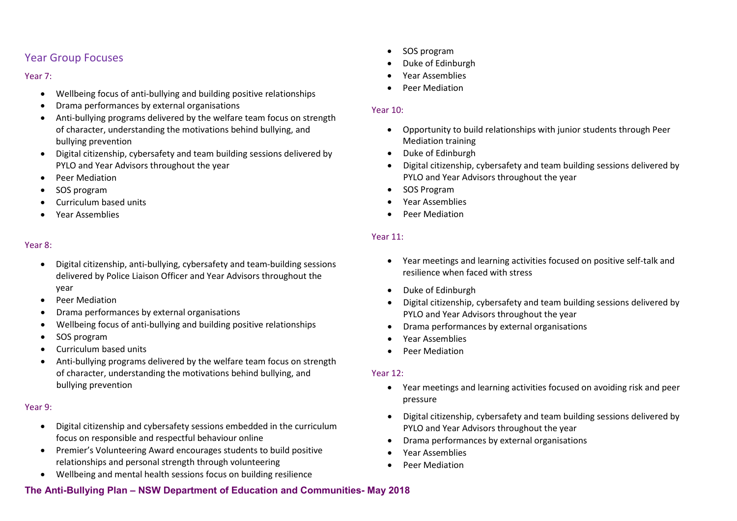## Year Group Focuses

### Year 7:

- Wellbeing focus of anti-bullying and building positive relationships
- Drama performances by external organisations
- Anti-bullying programs delivered by the welfare team focus on strength of character, understanding the motivations behind bullying, and bullying prevention
- Digital citizenship, cybersafety and team building sessions delivered by PYLO and Year Advisors throughout the year
- Peer Mediation
- SOS program
- Curriculum based units
- Year Assemblies

### Year 8:

- Digital citizenship, anti-bullying, cybersafety and team-building sessions delivered by Police Liaison Officer and Year Advisors throughout the year
- Peer Mediation
- Drama performances by external organisations
- Wellbeing focus of anti-bullying and building positive relationships
- SOS program
- Curriculum based units
- Anti-bullying programs delivered by the welfare team focus on strength of character, understanding the motivations behind bullying, and bullying prevention

### Year 9:

- Digital citizenship and cybersafety sessions embedded in the curriculum focus on responsible and respectful behaviour online
- Premier's Volunteering Award encourages students to build positive relationships and personal strength through volunteering
- Wellbeing and mental health sessions focus on building resilience
- SOS program
- Duke of Edinburgh
- Year Assemblies
- Peer Mediation

### Year 10:

- Opportunity to build relationships with junior students through Peer Mediation training
- Duke of Edinburgh
- Digital citizenship, cybersafety and team building sessions delivered by PYLO and Year Advisors throughout the year
- SOS Program
- Year Assemblies
- Peer Mediation

### Year 11:

- Year meetings and learning activities focused on positive self-talk and resilience when faced with stress
- Duke of Edinburgh
- Digital citizenship, cybersafety and team building sessions delivered by PYLO and Year Advisors throughout the year
- Drama performances by external organisations
- Year Assemblies
- Peer Mediation

### Year 12:

- Year meetings and learning activities focused on avoiding risk and peer pressure
- Digital citizenship, cybersafety and team building sessions delivered by PYLO and Year Advisors throughout the year
- Drama performances by external organisations
- Year Assemblies
- Peer Mediation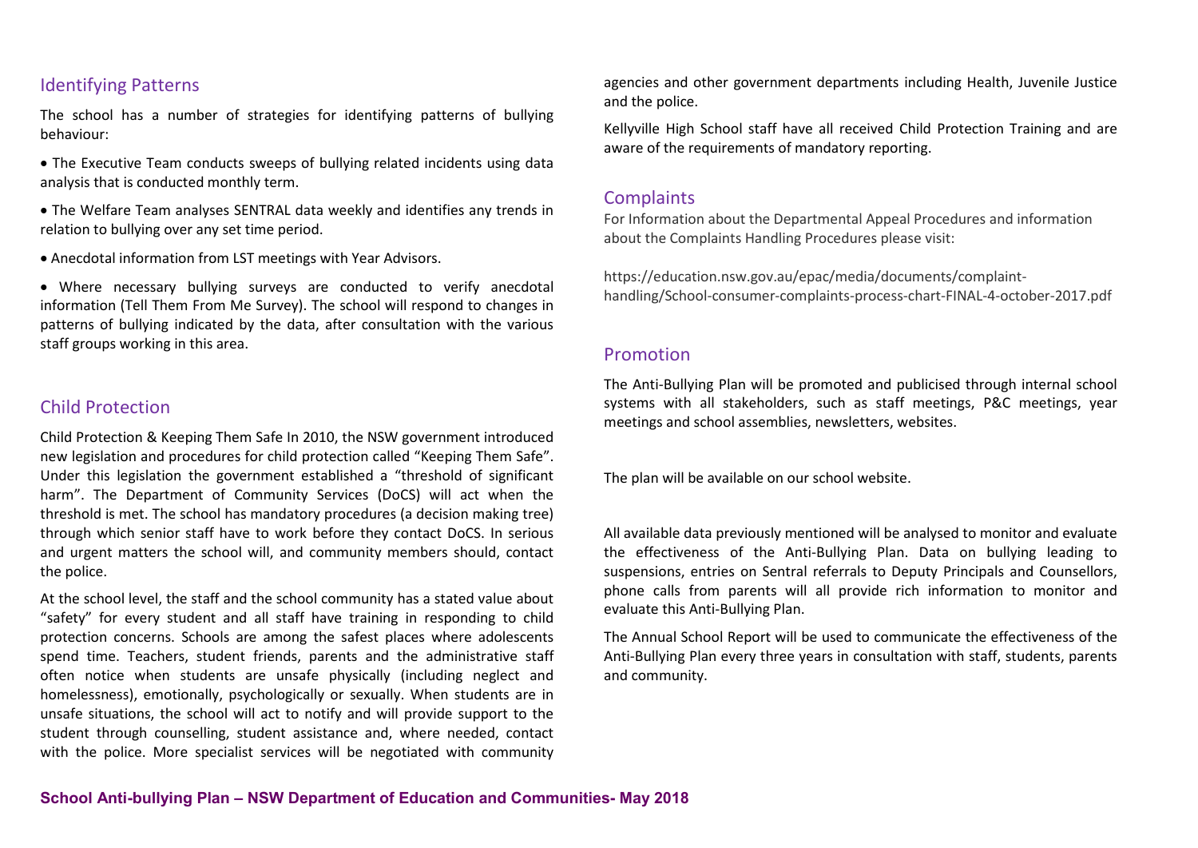## Identifying Patterns

The school has a number of strategies for identifying patterns of bullying behaviour:

- The Executive Team conducts sweeps of bullying related incidents using data analysis that is conducted monthly term.
- The Welfare Team analyses SENTRAL data weekly and identifies any trends in relation to bullying over any set time period.
- Anecdotal information from LST meetings with Year Advisors.
- Where necessary bullying surveys are conducted to verify anecdotal information (Tell Them From Me Survey). The school will respond to changes in patterns of bullying indicated by the data, after consultation with the various staff groups working in this area.

## Child Protection

Child Protection & Keeping Them Safe In 2010, the NSW government introduced new legislation and procedures for child protection called "Keeping Them Safe". Under this legislation the government established a "threshold of significant harm". The Department of Community Services (DoCS) will act when the threshold is met. The school has mandatory procedures (a decision making tree) through which senior staff have to work before they contact DoCS. In serious and urgent matters the school will, and community members should, contact the police.

At the school level, the staff and the school community has a stated value about "safety" for every student and all staff have training in responding to child protection concerns. Schools are among the safest places where adolescents spend time. Teachers, student friends, parents and the administrative staff often notice when students are unsafe physically (including neglect and homelessness), emotionally, psychologically or sexually. When students are in unsafe situations, the school will act to notify and will provide support to the student through counselling, student assistance and, where needed, contact with the police. More specialist services will be negotiated with community agencies and other government departments including Health, Juvenile Justice and the police.

Kellyville High School staff have all received Child Protection Training and are aware of the requirements of mandatory reporting.

## Complaints

For Information about the Departmental Appeal Procedures and information about the Complaints Handling Procedures please visit:

https://education.nsw.gov.au/epac/media/documents/complaint-handling/School-consumer-complaints-process-chart-FINAL-4-october-2017.pdf

## Promotion

The Anti-Bullying Plan will be promoted and publicised through internal school systems with all stakeholders, such as staff meetings, P&C meetings, year meetings and school assemblies, newsletters, websites.

The plan will be available on our school website.

All available data previously mentioned will be analysed to monitor and evaluate the effectiveness of the Anti-Bullying Plan. Data on bullying leading to suspensions, entries on Sentral referrals to Deputy Principals and Counsellors, phone calls from parents will all provide rich information to monitor and evaluate this Anti-Bullying Plan.

The Annual School Report will be used to communicate the effectiveness of the Anti-Bullying Plan every three years in consultation with staff, students, parents and community.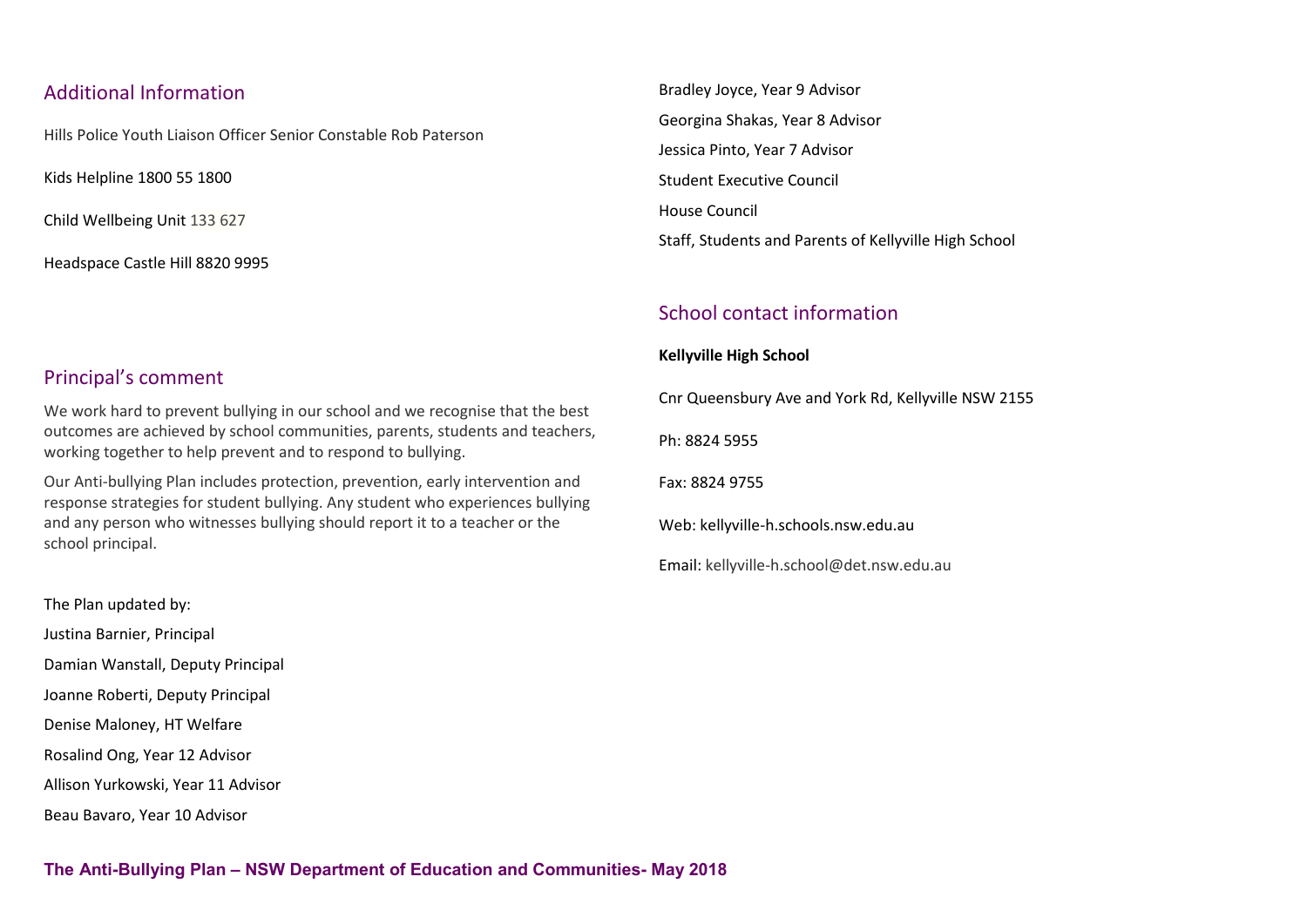## Additional Information

Hills Police Youth Liaison Officer Senior Constable Rob Paterson

Kids Helpline 1800 55 1800

Child Wellbeing Unit 133 627

Headspace Castle Hill 8820 9995

## Principal's comment

We work hard to prevent bullying in our school and we recognise that the best outcomes are achieved by school communities, parents, students and teachers, working together to help prevent and to respond to bullying.

Our Anti-bullying Plan includes protection, prevention, early intervention and response strategies for student bullying. Any student who experiences bullying and any person who witnesses bullying should report it to a teacher or the school principal.

The Plan updated by:

Justina Barnier, Principal

Damian Wanstall, Deputy Principal

Joanne Roberti, Deputy Principal

Denise Maloney, HT Welfare

Rosalind Ong, Year 12 Advisor

Allison Yurkowski, Year 11 Advisor

Beau Bavaro, Year 10 Advisor

Bradley Joyce, Year 9 Advisor

Georgina Shakas, Year 8 Advisor

Jessica Pinto, Year 7 Advisor

Student Executive Council

House Council

Staff, Students and Parents of Kellyville High School

## School contact information

**Kellyville High School**

Cnr Queensbury Ave and York Rd, Kellyville NSW 2155

Ph: 8824 5955

Fax: 8824 9755

Web: kellyville-h.schools.nsw.edu.au

Email: kellyville-h.school@det.nsw.edu.au